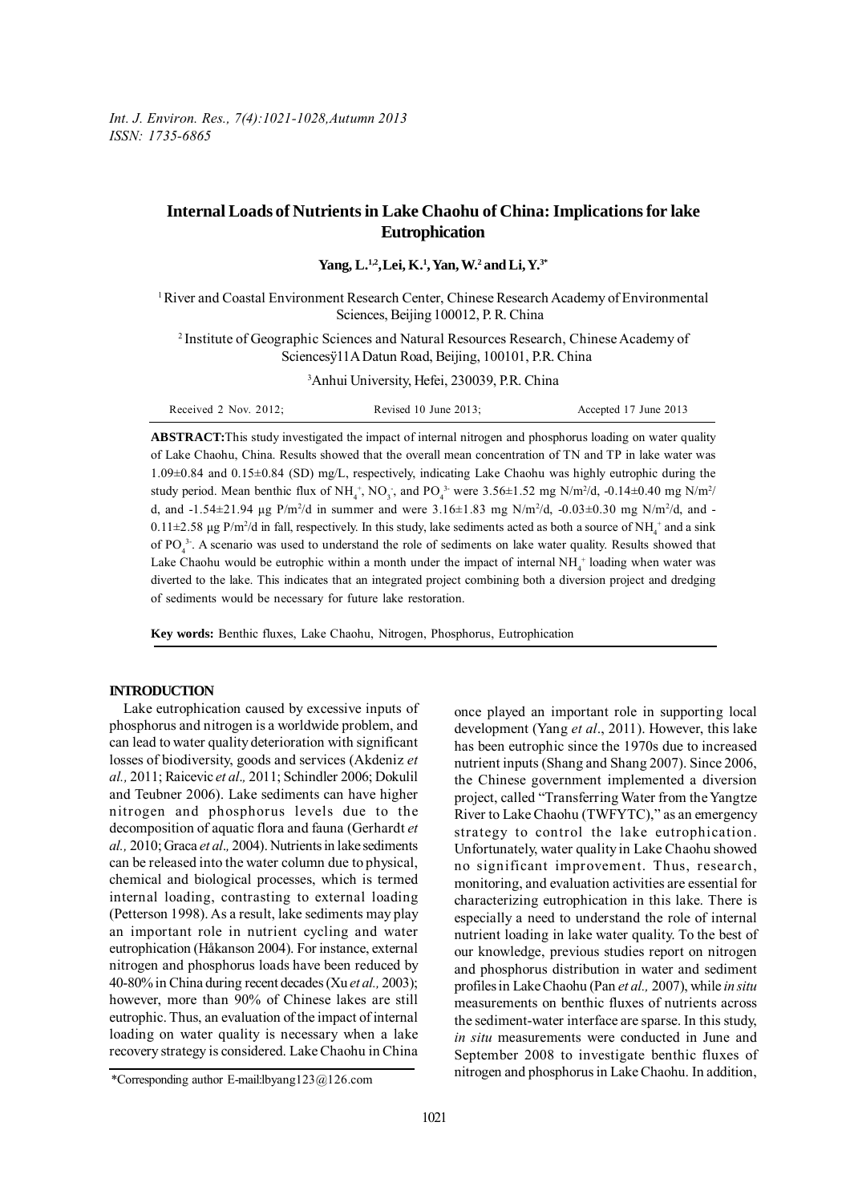# Internal Loads of Nutrients in Lake Chaohu of China: Implications for lake Eutrophication

**Yang, L.[1,2], Lei, K.[1], Yan, W.[2] and Li, Y.[3*]**

[1] River and Coastal Environment Research Center, Chinese Research Academy of Environmental Sciences, Beijing 100012, P. R. China

[2] Institute of Geographic Sciences and Natural Resources Research, Chinese Academy of Sciencesÿ11A Datun Road, Beijing, 100101, P.R. China

[3] Anhui University, Hefei, 230039, P.R. China

Received 2 Nov. 2012; Revised 10 June 2013; Accepted 17 June 2013

**ABSTRACT:** This study investigated the impact of internal nitrogen and phosphorus loading on water quality of Lake Chaohu, China. Results showed that the overall mean concentration of TN and TP in lake water was 1.09±0.84 and 0.15±0.84 (SD) mg/L, respectively, indicating Lake Chaohu was highly eutrophic during the study period. Mean benthic flux of $NH_4^+$, $NO_3^-$, and $PO_4^{3-}$ were 3.56±1.52 mg N/m$^2$/d, -0.14±0.40 mg N/m$^2$/d, and -1.54±21.94 μg P/m$^2$/d in summer and were 3.16±1.83 mg N/m$^2$/d, -0.03±0.30 mg N/m$^2$/d, and -0.11±2.58 μg P/m$^2$/d in fall, respectively. In this study, lake sediments acted as both a source of $NH_4^+$ and a sink of $PO_4^{3-}$. A scenario was used to understand the role of sediments on lake water quality. Results showed that Lake Chaohu would be eutrophic within a month under the impact of internal $NH_4^+$ loading when water was diverted to the lake. This indicates that an integrated project combining both a diversion project and dredging of sediments would be necessary for future lake restoration.

**Key words:** Benthic fluxes, Lake Chaohu, Nitrogen, Phosphorus, Eutrophication

## INTRODUCTION

Lake eutrophication caused by excessive inputs of phosphorus and nitrogen is a worldwide problem, and can lead to water quality deterioration with significant losses of biodiversity, goods and services (Akdeniz *et al.,* 2011; Raicevic *et al.,* 2011; Schindler 2006; Dokulil and Teubner 2006). Lake sediments can have higher nitrogen and phosphorus levels due to the decomposition of aquatic flora and fauna (Gerhardt *et al.,* 2010; Graca *et al.,* 2004). Nutrients in lake sediments can be released into the water column due to physical, chemical and biological processes, which is termed internal loading, contrasting to external loading (Petterson 1998). As a result, lake sediments may play an important role in nutrient cycling and water eutrophication (Håkanson 2004). For instance, external nitrogen and phosphorus loads have been reduced by 40-80% in China during recent decades (Xu *et al.,* 2003); however, more than 90% of Chinese lakes are still eutrophic. Thus, an evaluation of the impact of internal loading on water quality is necessary when a lake recovery strategy is considered. Lake Chaohu in China once played an important role in supporting local development (Yang *et al*., 2011). However, this lake has been eutrophic since the 1970s due to increased nutrient inputs (Shang and Shang 2007). Since 2006, the Chinese government implemented a diversion project, called "Transferring Water from the Yangtze River to Lake Chaohu (TWFYTC)," as an emergency strategy to control the lake eutrophication. Unfortunately, water quality in Lake Chaohu showed no significant improvement. Thus, research, monitoring, and evaluation activities are essential for characterizing eutrophication in this lake. There is especially a need to understand the role of internal nutrient loading in lake water quality. To the best of our knowledge, previous studies report on nitrogen and phosphorus distribution in water and sediment profiles in Lake Chaohu (Pan *et al.,* 2007), while *in situ* measurements on benthic fluxes of nutrients across the sediment-water interface are sparse. In this study, *in situ* measurements were conducted in June and September 2008 to investigate benthic fluxes of nitrogen and phosphorus in Lake Chaohu. In addition,

*Corresponding author E-mail:lbyang123@126.com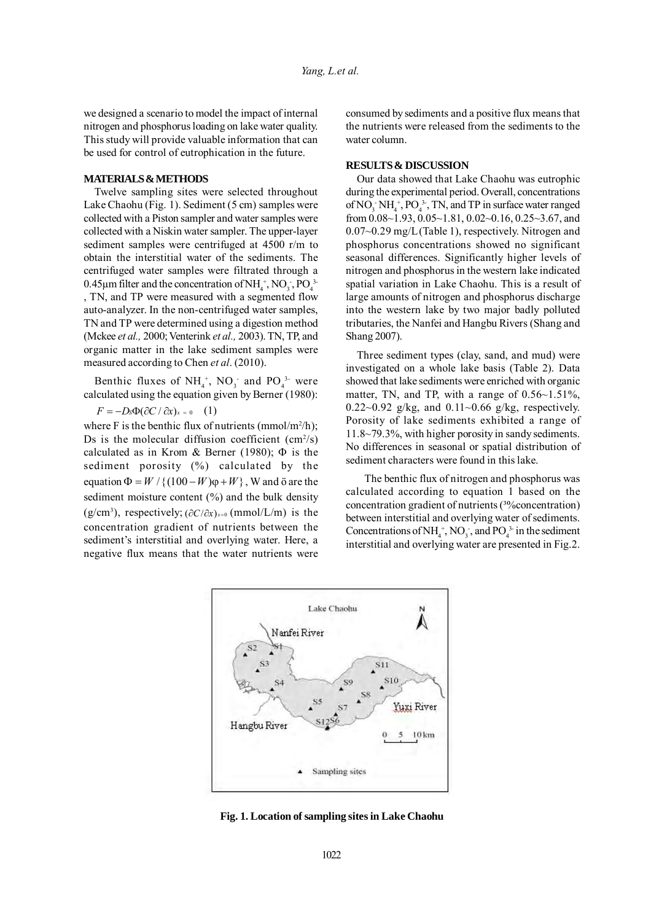we designed a scenario to model the impact of internal nitrogen and phosphorus loading on lake water quality. This study will provide valuable information that can be used for control of eutrophication in the future.

## MATERIALS & METHODS

Twelve sampling sites were selected throughout Lake Chaohu (Fig. 1). Sediment (5 cm) samples were collected with a Piston sampler and water samples were collected with a Niskin water sampler. The upper-layer sediment samples were centrifuged at 4500 r/m to obtain the interstitial water of the sediments. The centrifuged water samples were filtrated through a 0.45μm filter and the concentration of $NH_4^+$, $NO_3^-$, $PO_4^{3-}$, TN, and TP were measured with a segmented flow auto-analyzer. In the non-centrifuged water samples, TN and TP were determined using a digestion method (Mckee *et al.,* 2000; Venterink *et al.,* 2003). TN, TP, and organic matter in the lake sediment samples were measured according to Chen *et al*. (2010).

Benthic fluxes of $NH_4^+$, $NO_3^-$ and $PO_4^{3-}$ were calculated using the equation given by Berner (1980):

$$F = -D_S\Phi(\partial C / \partial x)_{x=0} \quad (1)$$

where F is the benthic flux of nutrients (mmol/m²/h); Ds is the molecular diffusion coefficient (cm²/s) calculated as in Krom & Berner (1980); Φ is the sediment porosity (%) calculated by the equation $\Phi = W / \{(100 - W)\varphi + W\}$, W and ö are the sediment moisture content (%) and the bulk density (g/cm³), respectively; $(\partial C/\partial x)_{x=0}$ (mmol/L/m) is the concentration gradient of nutrients between the sediment's interstitial and overlying water. Here, a negative flux means that the water nutrients were consumed by sediments and a positive flux means that the nutrients were released from the sediments to the water column.

## RESULTS & DISCUSSION

Our data showed that Lake Chaohu was eutrophic during the experimental period. Overall, concentrations of $NO_3^-$ $NH_4^+$, $PO_4^{3-}$, TN, and TP in surface water ranged from 0.08~1.93, 0.05~1.81, 0.02~0.16, 0.25~3.67, and 0.07~0.29 mg/L (Table 1), respectively. Nitrogen and phosphorus concentrations showed no significant seasonal differences. Significantly higher levels of nitrogen and phosphorus in the western lake indicated spatial variation in Lake Chaohu. This is a result of large amounts of nitrogen and phosphorus discharge into the western lake by two major badly polluted tributaries, the Nanfei and Hangbu Rivers (Shang and Shang 2007).

Three sediment types (clay, sand, and mud) were investigated on a whole lake basis (Table 2). Data showed that lake sediments were enriched with organic matter, TN, and TP, with a range of 0.56~1.51%, 0.22~0.92 g/kg, and 0.11~0.66 g/kg, respectively. Porosity of lake sediments exhibited a range of 11.8~79.3%, with higher porosity in sandy sediments. No differences in seasonal or spatial distribution of sediment characters were found in this lake.

The benthic flux of nitrogen and phosphorus was calculated according to equation 1 based on the concentration gradient of nutrients (³%concentration) between interstitial and overlying water of sediments. Concentrations of $NH_4^+$, $NO_3^-$, and $PO_4^{3-}$ in the sediment interstitial and overlying water are presented in Fig.2.

**Fig. 1. Location of sampling sites in Lake Chaohu**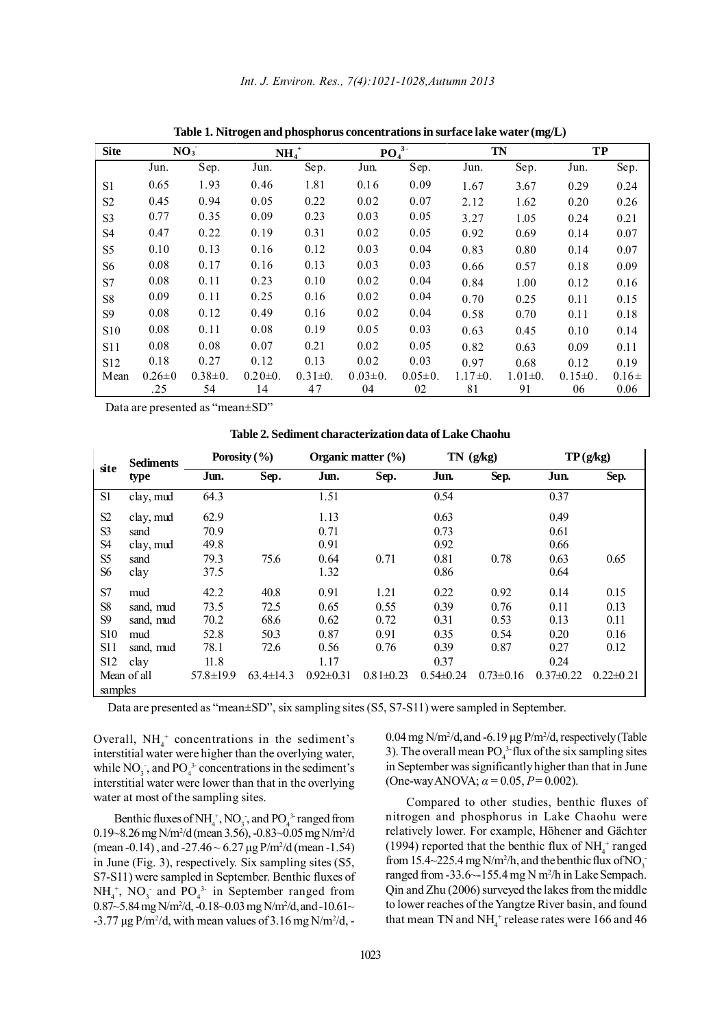**Table 1. Nitrogen and phosphorus concentrations in surface lake water (mg/L)**

| Site | $NO_3^-$ | | $NH_4^+$ | | $PO_4^{3-}$ | | TN | | TP | |
|---|---|---|---|---|---|---|---|---|---|---|
| | Jun. | Sep. | Jun. | Sep. | Jun. | Sep. | Jun. | Sep. | Jun. | Sep. |
| S1 | 0.65 | 1.93 | 0.46 | 1.81 | 0.16 | 0.09 | 1.67 | 3.67 | 0.29 | 0.24 |
| S2 | 0.45 | 0.94 | 0.05 | 0.22 | 0.02 | 0.07 | 2.12 | 1.62 | 0.20 | 0.26 |
| S3 | 0.77 | 0.35 | 0.09 | 0.23 | 0.03 | 0.05 | 3.27 | 1.05 | 0.24 | 0.21 |
| S4 | 0.47 | 0.22 | 0.19 | 0.31 | 0.02 | 0.05 | 0.92 | 0.69 | 0.14 | 0.07 |
| S5 | 0.10 | 0.13 | 0.16 | 0.12 | 0.03 | 0.04 | 0.83 | 0.80 | 0.14 | 0.07 |
| S6 | 0.08 | 0.17 | 0.16 | 0.13 | 0.03 | 0.03 | 0.66 | 0.57 | 0.18 | 0.09 |
| S7 | 0.08 | 0.11 | 0.23 | 0.10 | 0.02 | 0.04 | 0.84 | 1.00 | 0.12 | 0.16 |
| S8 | 0.09 | 0.11 | 0.25 | 0.16 | 0.02 | 0.04 | 0.70 | 0.25 | 0.11 | 0.15 |
| S9 | 0.08 | 0.12 | 0.49 | 0.16 | 0.02 | 0.04 | 0.58 | 0.70 | 0.11 | 0.18 |
| S10 | 0.08 | 0.11 | 0.08 | 0.19 | 0.05 | 0.03 | 0.63 | 0.45 | 0.10 | 0.14 |
| S11 | 0.08 | 0.08 | 0.07 | 0.21 | 0.02 | 0.05 | 0.82 | 0.63 | 0.09 | 0.11 |
| S12 | 0.18 | 0.27 | 0.12 | 0.13 | 0.02 | 0.03 | 0.97 | 0.68 | 0.12 | 0.19 |
| Mean | 0.26±0.25 | 0.38±0.54 | 0.20±0.14 | 0.31±0.47 | 0.03±0.04 | 0.05±0.02 | 1.17±0.81 | 1.01±0.91 | 0.15±0.06 | 0.16±0.06 |

Data are presented as "mean±SD"

**Table 2. Sediment characterization data of Lake Chaohu**

| site | Sediments type | Porosity (%) | | Organic matter (%) | | TN (g/kg) | | TP (g/kg) | |
|---|---|---|---|---|---|---|---|---|---|
| | | Jun. | Sep. | Jun. | Sep. | Jun. | Sep. | Jun. | Sep. |
| S1 | clay, mud | 64.3 | | 1.51 | | 0.54 | | 0.37 | |
| S2 | clay, mud | 62.9 | | 1.13 | | 0.63 | | 0.49 | |
| S3 | sand | 70.9 | | 0.71 | | 0.73 | | 0.61 | |
| S4 | clay, mud | 49.8 | | 0.91 | | 0.92 | | 0.66 | |
| S5 | sand | 79.3 | 75.6 | 0.64 | 0.71 | 0.81 | 0.78 | 0.63 | 0.65 |
| S6 | clay | 37.5 | | 1.32 | | 0.86 | | 0.64 | |
| S7 | mud | 42.2 | 40.8 | 0.91 | 1.21 | 0.22 | 0.92 | 0.14 | 0.15 |
| S8 | sand, mud | 73.5 | 72.5 | 0.65 | 0.55 | 0.39 | 0.76 | 0.11 | 0.13 |
| S9 | sand, mud | 70.2 | 68.6 | 0.62 | 0.72 | 0.31 | 0.53 | 0.13 | 0.11 |
| S10 | mud | 52.8 | 50.3 | 0.87 | 0.91 | 0.35 | 0.54 | 0.20 | 0.16 |
| S11 | sand, mud | 78.1 | 72.6 | 0.56 | 0.76 | 0.39 | 0.87 | 0.27 | 0.12 |
| S12 | clay | 11.8 | | 1.17 | | 0.37 | | 0.24 | |
| Mean of all samples | | 57.8±19.9 | 63.4±14.3 | 0.92±0.31 | 0.81±0.23 | 0.54±0.24 | 0.73±0.16 | 0.37±0.22 | 0.22±0.21 |

Data are presented as "mean±SD", six sampling sites (S5, S7-S11) were sampled in September.

Overall, $NH_4^+$ concentrations in the sediment's interstitial water were higher than the overlying water, while $NO_3^-$, and $PO_4^{3-}$ concentrations in the sediment's interstitial water were lower than that in the overlying water at most of the sampling sites.

Benthic fluxes of $NH_4^+$, $NO_3^-$, and $PO_4^{3-}$ ranged from 0.19~8.26 mg N/m²/d (mean 3.56), -0.83~0.05 mg N/m²/d (mean -0.14), and -27.46 ~ 6.27 μg P/m²/d (mean -1.54) in June (Fig. 3), respectively. Six sampling sites (S5, S7-S11) were sampled in September. Benthic fluxes of $NH_4^+$, $NO_3^-$ and $PO_4^{3-}$ in September ranged from 0.87~5.84 mg N/m²/d, -0.18~0.03 mg N/m²/d, and -10.61~ -3.77 μg P/m²/d, with mean values of 3.16 mg N/m²/d, -0.04 mg N/m²/d, and -6.19 μg P/m²/d, respectively (Table 3). The overall mean $PO_4^{3-}$ flux of the six sampling sites in September was significantly higher than that in June (One-way ANOVA; $\alpha = 0.05$, $P = 0.002$).

Compared to other studies, benthic fluxes of nitrogen and phosphorus in Lake Chaohu were relatively lower. For example, Höhener and Gächter (1994) reported that the benthic flux of $NH_4^+$ ranged from 15.4~225.4 mg N/m²/h, and the benthic flux of $NO_3^-$ ranged from -33.6~-155.4 mg N m²/h in Lake Sempach. Qin and Zhu (2006) surveyed the lakes from the middle to lower reaches of the Yangtze River basin, and found that mean TN and $NH_4^+$ release rates were 166 and 46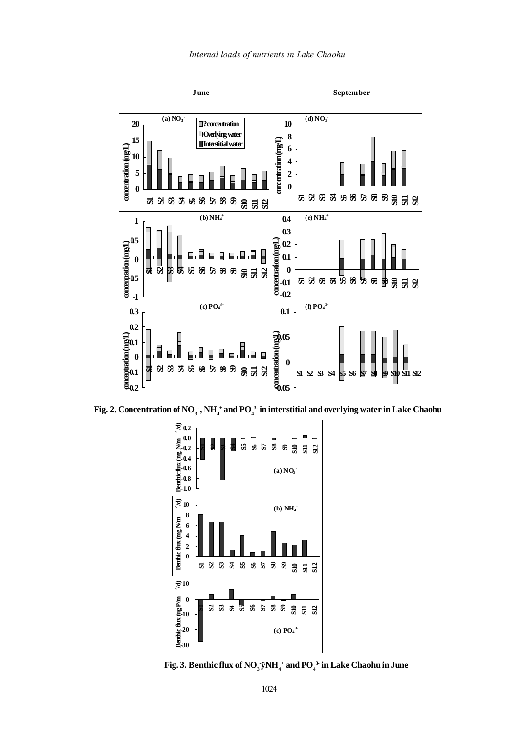June

September

Fig. 2. Concentration of $NO_3^-$, $NH_4^+$ and $PO_4^{3-}$ in interstitial and overlying water in Lake Chaohu

Fig. 3. Benthic flux of $NO_3^-$ÿ$NH_4^+$ and $PO_4^{3-}$ in Lake Chaohu in June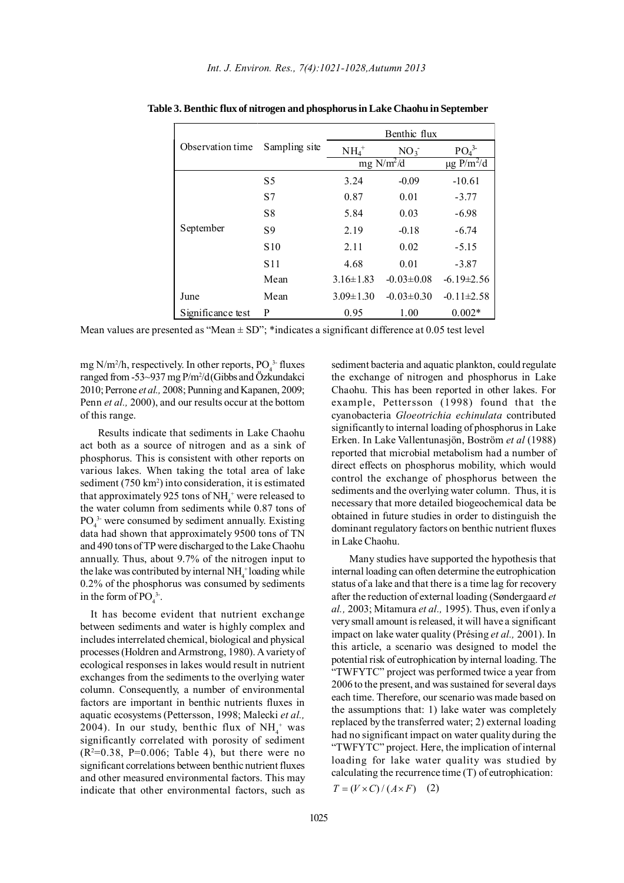**Table 3. Benthic flux of nitrogen and phosphorus in Lake Chaohu in September**

| Observation time | Sampling site | Benthic flux | | |
|---|---|---|---|---|
| | | $NH_4^+$ | $NO_3^-$ | $PO_4^{3-}$ |
| | | mg $N/m^2/d$ | | μg $P/m^2/d$ |
| September | S5 | 3.24 | -0.09 | -10.61 |
| | S7 | 0.87 | 0.01 | -3.77 |
| | S8 | 5.84 | 0.03 | -6.98 |
| | S9 | 2.19 | -0.18 | -6.74 |
| | S10 | 2.11 | 0.02 | -5.15 |
| | S11 | 4.68 | 0.01 | -3.87 |
| | Mean | 3.16±1.83 | -0.03±0.08 | -6.19±2.56 |
| June | Mean | 3.09±1.30 | -0.03±0.30 | -0.11±2.58 |
| Significance test | P | 0.95 | 1.00 | 0.002* |

Mean values are presented as "Mean ± SD"; *indicates a significant difference at 0.05 test level

mg $N/m^2/h$, respectively. In other reports, $PO_4^{3-}$ fluxes ranged from -53~937 mg $P/m^2/d$ (Gibbs and Özkundakci 2010; Perrone *et al.,* 2008; Punning and Kapanen, 2009; Penn *et al.,* 2000), and our results occur at the bottom of this range.

Results indicate that sediments in Lake Chaohu act both as a source of nitrogen and as a sink of phosphorus. This is consistent with other reports on various lakes. When taking the total area of lake sediment (750 $km^2$) into consideration, it is estimated that approximately 925 tons of $NH_4^+$ were released to the water column from sediments while 0.87 tons of $PO_4^{3-}$ were consumed by sediment annually. Existing data had shown that approximately 9500 tons of TN and 490 tons of TP were discharged to the Lake Chaohu annually. Thus, about 9.7% of the nitrogen input to the lake was contributed by internal $NH_4^+$ loading while 0.2% of the phosphorus was consumed by sediments in the form of $PO_4^{3-}$.

It has become evident that nutrient exchange between sediments and water is highly complex and includes interrelated chemical, biological and physical processes (Holdren and Armstrong, 1980). A variety of ecological responses in lakes would result in nutrient exchanges from the sediments to the overlying water column. Consequently, a number of environmental factors are important in benthic nutrients fluxes in aquatic ecosystems (Pettersson, 1998; Malecki *et al.,* 2004). In our study, benthic flux of $NH_4^+$ was significantly correlated with porosity of sediment ($R^2$=0.38, P=0.006; Table 4), but there were no significant correlations between benthic nutrient fluxes and other measured environmental factors. This may indicate that other environmental factors, such as sediment bacteria and aquatic plankton, could regulate the exchange of nitrogen and phosphorus in Lake Chaohu. This has been reported in other lakes. For example, Pettersson (1998) found that the cyanobacteria *Gloeotrichia echinulata* contributed significantly to internal loading of phosphorus in Lake Erken. In Lake Vallentunasjön, Boström *et al* (1988) reported that microbial metabolism had a number of direct effects on phosphorus mobility, which would control the exchange of phosphorus between the sediments and the overlying water column. Thus, it is necessary that more detailed biogeochemical data be obtained in future studies in order to distinguish the dominant regulatory factors on benthic nutrient fluxes in Lake Chaohu.

Many studies have supported the hypothesis that internal loading can often determine the eutrophication status of a lake and that there is a time lag for recovery after the reduction of external loading (Søndergaard *et al.,* 2003; Mitamura *et al.,* 1995). Thus, even if only a very small amount is released, it will have a significant impact on lake water quality (Trésing *et al.,* 2001). In this article, a scenario was designed to model the potential risk of eutrophication by internal loading. The "TWFYTC" project was performed twice a year from 2006 to the present, and was sustained for several days each time. Therefore, our scenario was made based on the assumptions that: 1) lake water was completely replaced by the transferred water; 2) external loading had no significant impact on water quality during the "TWFYTC" project. Here, the implication of internal loading for lake water quality was studied by calculating the recurrence time (T) of eutrophication:

$$T = (V \times C) / (A \times F) \quad (2)$$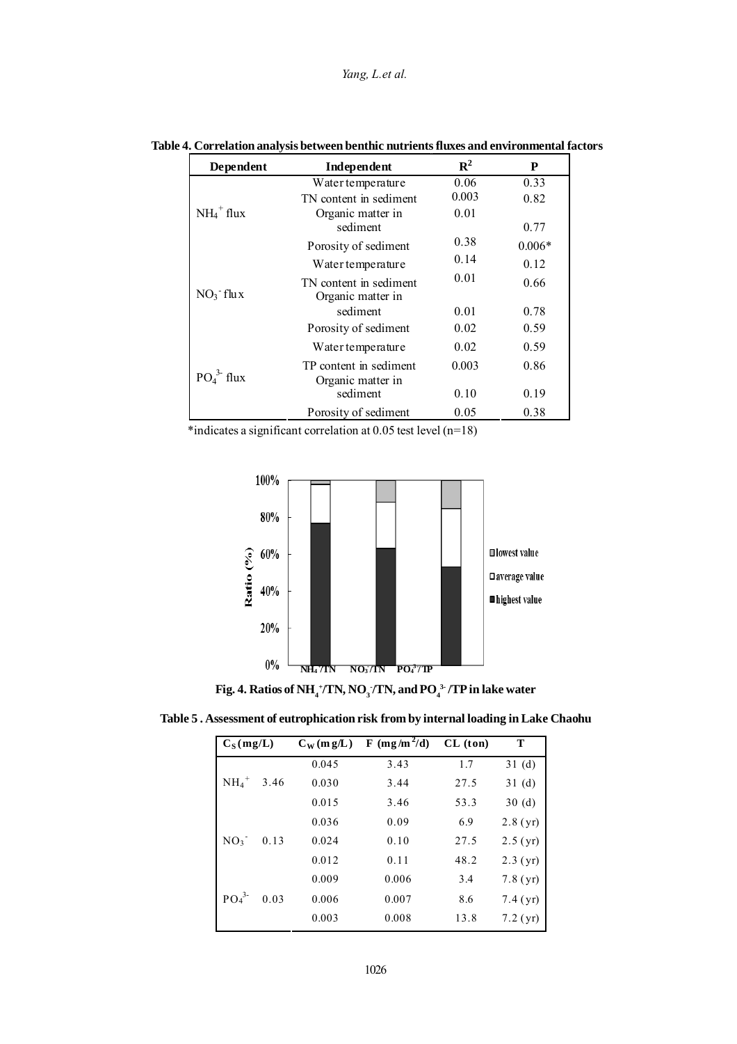**Table 4. Correlation analysis between benthic nutrients fluxes and environmental factors**

| Dependent | Independent | $R^2$ | P |
|---|---|---|---|
| $NH_4^+$ flux | Water temperature | 0.06 | 0.33 |
| | TN content in sediment | 0.003 | 0.82 |
| | Organic matter in sediment | 0.01 | 0.77 |
| | Porosity of sediment | 0.38 | 0.006* |
| $NO_3^-$ flux | Water temperature | 0.14 | 0.12 |
| | TN content in sediment | 0.01 | 0.66 |
| | Organic matter in sediment | 0.01 | 0.78 |
| | Porosity of sediment | 0.02 | 0.59 |
| $PO_4^{3-}$ flux | Water temperature | 0.02 | 0.59 |
| | TP content in sediment | 0.003 | 0.86 |
| | Organic matter in sediment | 0.10 | 0.19 |
| | Porosity of sediment | 0.05 | 0.38 |

*indicates a significant correlation at 0.05 test level (n=18)

**Fig. 4. Ratios of $NH_4^+$/TN, $NO_3^-$/TN, and $PO_4^{3-}$/TP in lake water**

**Table 5 . Assessment of eutrophication risk from by internal loading in Lake Chaohu**

| | $C_S$ (mg/L) | $C_W$ (mg/L) | F ($mg/m^2/d$) | CL (ton) | T |
|---|---|---|---|---|---|
| $NH_4^+$ | 3.46 | 0.045 | 3.43 | 1.7 | 31 (d) |
| | | 0.030 | 3.44 | 27.5 | 31 (d) |
| | | 0.015 | 3.46 | 53.3 | 30 (d) |
| $NO_3^-$ | 0.13 | 0.036 | 0.09 | 6.9 | 2.8 (yr) |
| | | 0.024 | 0.10 | 27.5 | 2.5 (yr) |
| | | 0.012 | 0.11 | 48.2 | 2.3 (yr) |
| $PO_4^{3-}$ | 0.03 | 0.009 | 0.006 | 3.4 | 7.8 (yr) |
| | | 0.006 | 0.007 | 8.6 | 7.4 (yr) |
| | | 0.003 | 0.008 | 13.8 | 7.2 (yr) |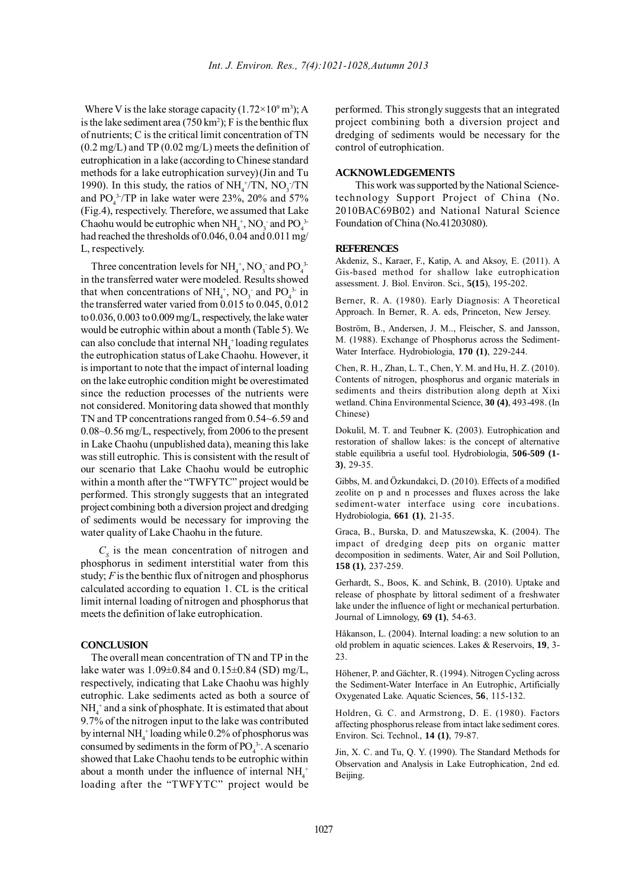Where V is the lake storage capacity ($1.72\times10^9$ m$^3$); A is the lake sediment area (750 km$^2$); F is the benthic flux of nutrients; C is the critical limit concentration of TN (0.2 mg/L) and TP (0.02 mg/L) meets the definition of eutrophication in a lake (according to Chinese standard methods for a lake eutrophication survey) (Jin and Tu 1990). In this study, the ratios of $NH_4^+$/TN, $NO_3^-$/TN and $PO_4^{3-}$/TP in lake water were 23%, 20% and 57% (Fig.4), respectively. Therefore, we assumed that Lake Chaohu would be eutrophic when $NH_4^+$, $NO_3^-$ and $PO_4^{3-}$ had reached the thresholds of 0.046, 0.04 and 0.011 mg/L, respectively.

Three concentration levels for $NH_4^+$, $NO_3^-$ and $PO_4^{3-}$ in the transferred water were modeled. Results showed that when concentrations of $NH_4^+$, $NO_3^-$ and $PO_4^{3-}$ in the transferred water varied from 0.015 to 0.045, 0.012 to 0.036, 0.003 to 0.009 mg/L, respectively, the lake water would be eutrophic within about a month (Table 5). We can also conclude that internal $NH_4^+$ loading regulates the eutrophication status of Lake Chaohu. However, it is important to note that the impact of internal loading on the lake eutrophic condition might be overestimated since the reduction processes of the nutrients were not considered. Monitoring data showed that monthly TN and TP concentrations ranged from 0.54~6.59 and 0.08~0.56 mg/L, respectively, from 2006 to the present in Lake Chaohu (unpublished data), meaning this lake was still eutrophic. This is consistent with the result of our scenario that Lake Chaohu would be eutrophic within a month after the "TWFYTC" project would be performed. This strongly suggests that an integrated project combining both a diversion project and dredging of sediments would be necessary for improving the water quality of Lake Chaohu in the future.

$C_S$ is the mean concentration of nitrogen and phosphorus in sediment interstitial water from this study; $F$ is the benthic flux of nitrogen and phosphorus calculated according to equation 1. CL is the critical limit internal loading of nitrogen and phosphorus that meets the definition of lake eutrophication.

## CONCLUSION

The overall mean concentration of TN and TP in the lake water was 1.09±0.84 and 0.15±0.84 (SD) mg/L, respectively, indicating that Lake Chaohu was highly eutrophic. Lake sediments acted as both a source of $NH_4^+$ and a sink of phosphate. It is estimated that about 9.7% of the nitrogen input to the lake was contributed by internal $NH_4^+$ loading while 0.2% of phosphorus was consumed by sediments in the form of $PO_4^{3-}$. A scenario showed that Lake Chaohu tends to be eutrophic within about a month under the influence of internal $NH_4^+$ loading after the "TWFYTC" project would be performed. This strongly suggests that an integrated project combining both a diversion project and dredging of sediments would be necessary for the control of eutrophication.

## ACKNOWLEDGEMENTS

This work was supported by the National Science-technology Support Project of China (No. 2010BAC69B02) and National Natural Science Foundation of China (No.41203080).

## REFERENCES

Akdeniz, S., Karaer, F., Katip, A. and Aksoy, E. (2011). A Gis-based method for shallow lake eutrophication assessment. J. Biol. Environ. Sci., **5(15)**, 195-202.

Berner, R. A. (1980). Early Diagnosis: A Theoretical Approach. In Berner, R. A. eds, Princeton, New Jersey.

Boström, B., Andersen, J. M.., Fleischer, S. and Jansson, M. (1988). Exchange of Phosphorus across the Sediment-Water Interface. Hydrobiologia, **170 (1)**, 229-244.

Chen, R. H., Zhan, L. T., Chen, Y. M. and Hu, H. Z. (2010). Contents of nitrogen, phosphorus and organic materials in sediments and theirs distribution along depth at Xixi wetland. China Environmental Science, **30 (4)**, 493-498. (In Chinese)

Dokulil, M. T. and Teubner K. (2003). Eutrophication and restoration of shallow lakes: is the concept of alternative stable equilibria a useful tool. Hydrobiologia, **506-509 (1-3)**, 29-35.

Gibbs, M. and Özkundakci, D. (2010). Effects of a modified zeolite on p and n processes and fluxes across the lake sediment-water interface using core incubations. Hydrobiologia, **661 (1)**, 21-35.

Graca, B., Burska, D. and Matuszewska, K. (2004). The impact of dredging deep pits on organic matter decomposition in sediments. Water, Air and Soil Pollution, **158 (1)**, 237-259.

Gerhardt, S., Boos, K. and Schink, B. (2010). Uptake and release of phosphate by littoral sediment of a freshwater lake under the influence of light or mechanical perturbation. Journal of Limnology, **69 (1)**, 54-63.

Håkanson, L. (2004). Internal loading: a new solution to an old problem in aquatic sciences. Lakes & Reservoirs, **19**, 3-23.

Höhener, P. and Gächter, R. (1994). Nitrogen Cycling across the Sediment-Water Interface in An Eutrophic, Artificially Oxygenated Lake. Aquatic Sciences, **56**, 115-132.

Holdren, G. C. and Armstrong, D. E. (1980). Factors affecting phosphorus release from intact lake sediment cores. Environ. Sci. Technol., **14 (1)**, 79-87.

Jin, X. C. and Tu, Q. Y. (1990). The Standard Methods for Observation and Analysis in Lake Eutrophication, 2nd ed. Beijing.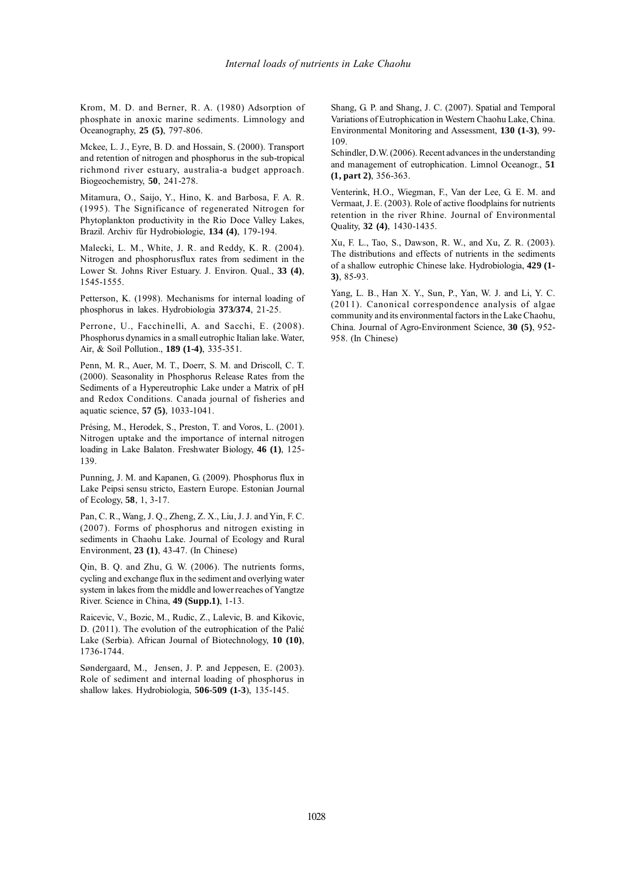Krom, M. D. and Berner, R. A. (1980) Adsorption of phosphate in anoxic marine sediments. Limnology and Oceanography, **25 (5)**, 797-806.

Mckee, L. J., Eyre, B. D. and Hossain, S. (2000). Transport and retention of nitrogen and phosphorus in the sub-tropical richmond river estuary, australia-a budget approach. Biogeochemistry, **50**, 241-278.

Mitamura, O., Saijo, Y., Hino, K. and Barbosa, F. A. R. (1995). The Significance of regenerated Nitrogen for Phytoplankton productivity in the Rio Doce Valley Lakes, Brazil. Archiv für Hydrobiologie, **134 (4)**, 179-194.

Malecki, L. M., White, J. R. and Reddy, K. R. (2004). Nitrogen and phosphorusflux rates from sediment in the Lower St. Johns River Estuary. J. Environ. Qual., **33 (4)**, 1545-1555.

Petterson, K. (1998). Mechanisms for internal loading of phosphorus in lakes. Hydrobiologia **373/374**, 21-25.

Perrone, U., Facchinelli, A. and Sacchi, E. (2008). Phosphorus dynamics in a small eutrophic Italian lake. Water, Air, & Soil Pollution., **189 (1-4)**, 335-351.

Penn, M. R., Auer, M. T., Doerr, S. M. and Driscoll, C. T. (2000). Seasonality in Phosphorus Release Rates from the Sediments of a Hypereutrophic Lake under a Matrix of pH and Redox Conditions. Canada journal of fisheries and aquatic science, **57 (5)**, 1033-1041.

Présing, M., Herodek, S., Preston, T. and Voros, L. (2001). Nitrogen uptake and the importance of internal nitrogen loading in Lake Balaton. Freshwater Biology, **46 (1)**, 125-139.

Punning, J. M. and Kapanen, G. (2009). Phosphorus flux in Lake Peipsi sensu stricto, Eastern Europe. Estonian Journal of Ecology, **58**, 1, 3-17.

Pan, C. R., Wang, J. Q., Zheng, Z. X., Liu, J. J. and Yin, F. C. (2007). Forms of phosphorus and nitrogen existing in sediments in Chaohu Lake. Journal of Ecology and Rural Environment, **23 (1)**, 43-47. (In Chinese)

Qin, B. Q. and Zhu, G. W. (2006). The nutrients forms, cycling and exchange flux in the sediment and overlying water system in lakes from the middle and lower reaches of Yangtze River. Science in China, **49 (Supp.1)**, 1-13.

Raicevic, V., Bozic, M., Rudic, Z., Lalevic, B. and Kikovic, D. (2011). The evolution of the eutrophication of the Palić Lake (Serbia). African Journal of Biotechnology, **10 (10)**, 1736-1744.

Søndergaard, M., Jensen, J. P. and Jeppesen, E. (2003). Role of sediment and internal loading of phosphorus in shallow lakes. Hydrobiologia, **506-509 (1-3)**, 135-145.

Shang, G. P. and Shang, J. C. (2007). Spatial and Temporal Variations of Eutrophication in Western Chaohu Lake, China. Environmental Monitoring and Assessment, **130 (1-3)**, 99-109.

Schindler, D.W. (2006). Recent advances in the understanding and management of eutrophication. Limnol Oceanogr., **51 (1, part 2)**, 356-363.

Venterink, H.O., Wiegman, F., Van der Lee, G. E. M. and Vermaat, J. E. (2003). Role of active floodplains for nutrients retention in the river Rhine. Journal of Environmental Quality, **32 (4)**, 1430-1435.

Xu, F. L., Tao, S., Dawson, R. W., and Xu, Z. R. (2003). The distributions and effects of nutrients in the sediments of a shallow eutrophic Chinese lake. Hydrobiologia, **429 (1-3)**, 85-93.

Yang, L. B., Han X. Y., Sun, P., Yan, W. J. and Li, Y. C. (2011). Canonical correspondence analysis of algae community and its environmental factors in the Lake Chaohu, China. Journal of Agro-Environment Science, **30 (5)**, 952-958. (In Chinese)